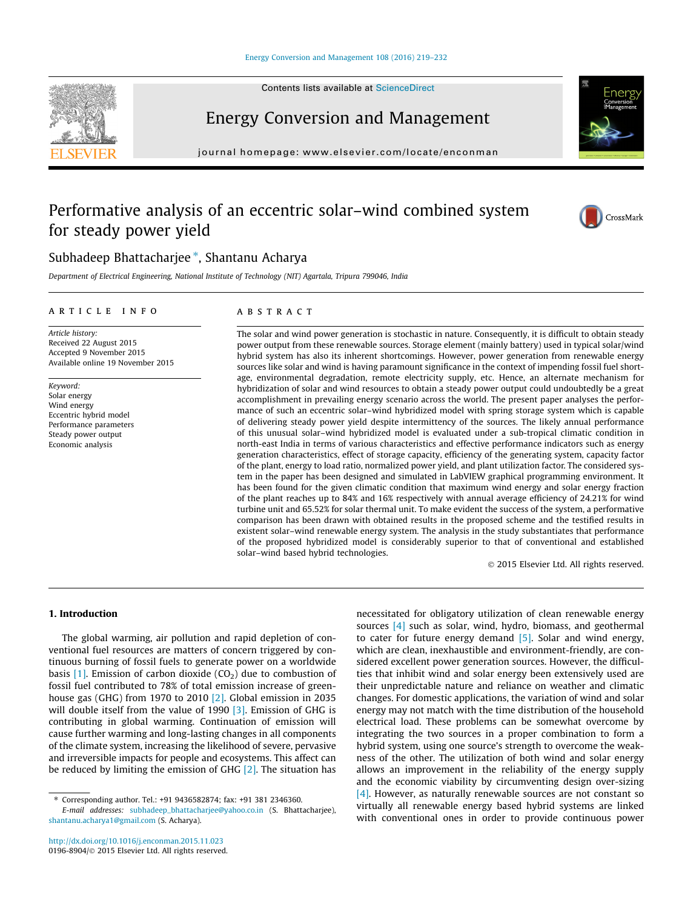# Performative analysis of an eccentric solar–wind combined system for steady power yield

Subhadeep Bhattacharjee *, Shantanu Acharya

*Department of Electrical Engineering, National Institute of Technology (NIT) Agartala, Tripura 799046, India*

## ARTICLE INFO

*Article history:*
Received 22 August 2015
Accepted 9 November 2015
Available online 19 November 2015

*Keyword:*
Solar energy
Wind energy
Eccentric hybrid model
Performance parameters
Steady power output
Economic analysis

## ABSTRACT

The solar and wind power generation is stochastic in nature. Consequently, it is difficult to obtain steady power output from these renewable sources. Storage element (mainly battery) used in typical solar/wind hybrid system has also its inherent shortcomings. However, power generation from renewable energy sources like solar and wind is having paramount significance in the context of impending fossil fuel shortage, environmental degradation, remote electricity supply, etc. Hence, an alternate mechanism for hybridization of solar and wind resources to obtain a steady power output could undoubtedly be a great accomplishment in prevailing energy scenario across the world. The present paper analyses the performance of such an eccentric solar–wind hybridized model with spring storage system which is capable of delivering steady power yield despite intermittency of the sources. The likely annual performance of this unusual solar–wind hybridized model is evaluated under a sub-tropical climatic condition in north-east India in terms of various characteristics and effective performance indicators such as energy generation characteristics, effect of storage capacity, efficiency of the generating system, capacity factor of the plant, energy to load ratio, normalized power yield, and plant utilization factor. The considered system in the paper has been designed and simulated in LabVIEW graphical programming environment. It has been found for the given climatic condition that maximum wind energy and solar energy fraction of the plant reaches up to 84% and 16% respectively with annual average efficiency of 24.21% for wind turbine unit and 65.52% for solar thermal unit. To make evident the success of the system, a performative comparison has been drawn with obtained results in the proposed scheme and the testified results in existent solar–wind renewable energy system. The analysis in the study substantiates that performance of the proposed hybridized model is considerably superior to that of conventional and established solar–wind based hybrid technologies.

© 2015 Elsevier Ltd. All rights reserved.

## 1. Introduction

The global warming, air pollution and rapid depletion of conventional fuel resources are matters of concern triggered by continuous burning of fossil fuels to generate power on a worldwide basis [1]. Emission of carbon dioxide ($CO_2$) due to combustion of fossil fuel contributed to 78% of total emission increase of greenhouse gas (GHG) from 1970 to 2010 [2]. Global emission in 2035 will double itself from the value of 1990 [3]. Emission of GHG is contributing in global warming. Continuation of emission will cause further warming and long-lasting changes in all components of the climate system, increasing the likelihood of severe, pervasive and irreversible impacts for people and ecosystems. This affect can be reduced by limiting the emission of GHG [2]. The situation has necessitated for obligatory utilization of clean renewable energy sources [4] such as solar, wind, hydro, biomass, and geothermal to cater for future energy demand [5]. Solar and wind energy, which are clean, inexhaustible and environment-friendly, are considered excellent power generation sources. However, the difficulties that inhibit wind and solar energy been extensively used are their unpredictable nature and reliance on weather and climatic changes. For domestic applications, the variation of wind and solar energy may not match with the time distribution of the household electrical load. These problems can be somewhat overcome by integrating the two sources in a proper combination to form a hybrid system, using one source's strength to overcome the weakness of the other. The utilization of both wind and solar energy allows an improvement in the reliability of the energy supply and the economic viability by circumventing design over-sizing [4]. However, as naturally renewable sources are not constant so virtually all renewable energy based hybrid systems are linked with conventional ones in order to provide continuous power

* Corresponding author. Tel.: +91 9436582874; fax: +91 381 2346360.
*E-mail addresses:* subhadeep_bhattacharjee@yahoo.co.in (S. Bhattacharjee), shantanu.acharya1@gmail.com (S. Acharya).

http://dx.doi.org/10.1016/j.enconman.2015.11.023
0196-8904/© 2015 Elsevier Ltd. All rights reserved.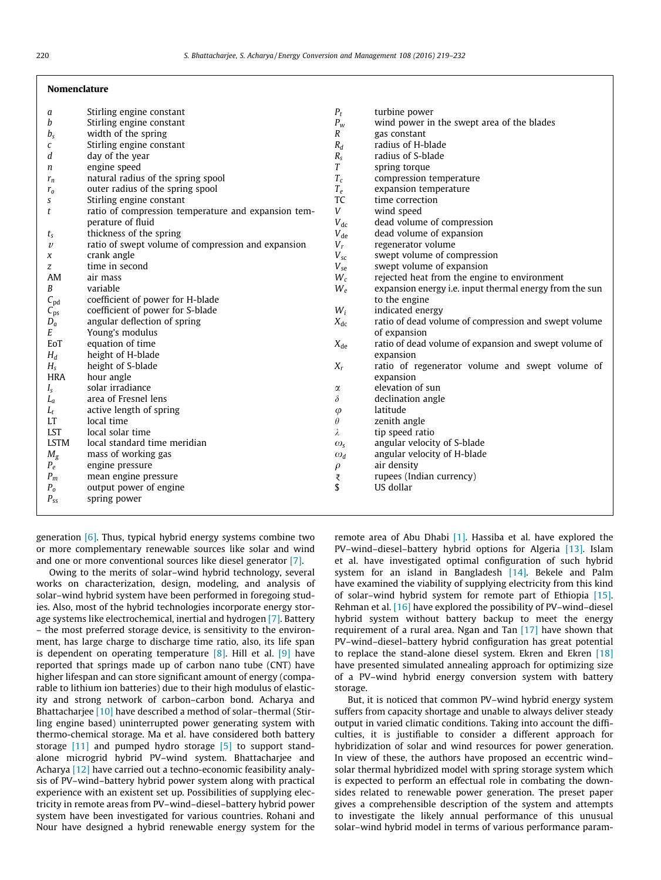## Nomenclature

| | | | |
|---|---|---|---|
| $a$ | Stirling engine constant | $P_t$ | turbine power |
| $b$ | Stirling engine constant | $P_w$ | wind power in the swept area of the blades |
| $b_s$ | width of the spring | $R$ | gas constant |
| $c$ | Stirling engine constant | $R_d$ | radius of H-blade |
| $d$ | day of the year | $R_s$ | radius of S-blade |
| $n$ | engine speed | $T$ | spring torque |
| $r_n$ | natural radius of the spring spool | $T_c$ | compression temperature |
| $r_o$ | outer radius of the spring spool | $T_e$ | expansion temperature |
| $s$ | Stirling engine constant | TC | time correction |
| $t$ | ratio of compression temperature and expansion temperature of fluid | $V$ | wind speed |
| $t_s$ | thickness of the spring | $V_{dc}$ | dead volume of compression |
| $v$ | ratio of swept volume of compression and expansion | $V_{de}$ | dead volume of expansion |
| $x$ | crank angle | $V_r$ | regenerator volume |
| $z$ | time in second | $V_{sc}$ | swept volume of compression |
| AM | air mass | $V_{se}$ | swept volume of expansion |
| $B$ | variable | $W_c$ | rejected heat from the engine to environment |
| $C_{pd}$ | coefficient of power for H-blade | $W_e$ | expansion energy i.e. input thermal energy from the sun to the engine |
| $C_{ps}$ | coefficient of power for S-blade | $W_i$ | indicated energy |
| $D_a$ | angular deflection of spring | $X_{dc}$ | ratio of dead volume of compression and swept volume of expansion |
| $E$ | Young's modulus | $X_{de}$ | ratio of dead volume of expansion and swept volume of expansion |
| EoT | equation of time | $X_r$ | ratio of regenerator volume and swept volume of expansion |
| $H_d$ | height of H-blade | $\alpha$ | elevation of sun |
| $H_s$ | height of S-blade | $\delta$ | declination angle |
| HRA | hour angle | $\varphi$ | latitude |
| $I_s$ | solar irradiance | $\theta$ | zenith angle |
| $L_a$ | area of Fresnel lens | $\lambda$ | tip speed ratio |
| $L_t$ | active length of spring | $\omega_s$ | angular velocity of S-blade |
| LT | local time | $\omega_d$ | angular velocity of H-blade |
| LST | local solar time | $\rho$ | air density |
| LSTM | local standard time meridian | ₹ | rupees (Indian currency) |
| $M_g$ | mass of working gas | \$ | US dollar |
| $P_e$ | engine pressure | | |
| $P_m$ | mean engine pressure | | |
| $P_o$ | output power of engine | | |
| $P_{ss}$ | spring power | | |

generation [6]. Thus, typical hybrid energy systems combine two or more complementary renewable sources like solar and wind and one or more conventional sources like diesel generator [7].

Owing to the merits of solar–wind hybrid technology, several works on characterization, design, modeling, and analysis of solar–wind hybrid system have been performed in foregoing studies. Also, most of the hybrid technologies incorporate energy storage systems like electrochemical, inertial and hydrogen [7]. Battery – the most preferred storage device, is sensitivity to the environment, has large charge to discharge time ratio, also, its life span is dependent on operating temperature [8]. Hill et al. [9] have reported that springs made up of carbon nano tube (CNT) have higher lifespan and can store significant amount of energy (comparable to lithium ion batteries) due to their high modulus of elasticity and strong network of carbon–carbon bond. Acharya and Bhattacharjee [10] have described a method of solar–thermal (Stirling engine based) uninterrupted power generating system with thermo-chemical storage. Ma et al. have considered both battery storage [11] and pumped hydro storage [5] to support standalone microgrid hybrid PV–wind system. Bhattacharjee and Acharya [12] have carried out a techno-economic feasibility analysis of PV–wind–battery hybrid power system along with practical experience with an existent set up. Possibilities of supplying electricity in remote areas from PV–wind–diesel–battery hybrid power system have been investigated for various countries. Rohani and Nour have designed a hybrid renewable energy system for the remote area of Abu Dhabi [1]. Hassiba et al. have explored the PV–wind–diesel–battery hybrid options for Algeria [13]. Islam et al. have investigated optimal configuration of such hybrid system for an island in Bangladesh [14]. Bekele and Palm have examined the viability of supplying electricity from this kind of solar–wind hybrid system for remote part of Ethiopia [15]. Rehman et al. [16] have explored the possibility of PV–wind–diesel hybrid system without battery backup to meet the energy requirement of a rural area. Ngan and Tan [17] have shown that PV–wind–diesel–battery hybrid configuration has great potential to replace the stand-alone diesel system. Ekren and Ekren [18] have presented simulated annealing approach for optimizing size of a PV–wind hybrid energy conversion system with battery storage.

But, it is noticed that common PV–wind hybrid energy system suffers from capacity shortage and unable to always deliver steady output in varied climatic conditions. Taking into account the difficulties, it is justifiable to consider a different approach for hybridization of solar and wind resources for power generation. In view of these, the authors have proposed an eccentric wind–solar thermal hybridized model with spring storage system which is expected to perform an effectual role in combating the downsides related to renewable power generation. The preset paper gives a comprehensive description of the system and attempts to investigate the likely annual performance of this unusual solar–wind hybrid model in terms of various performance param-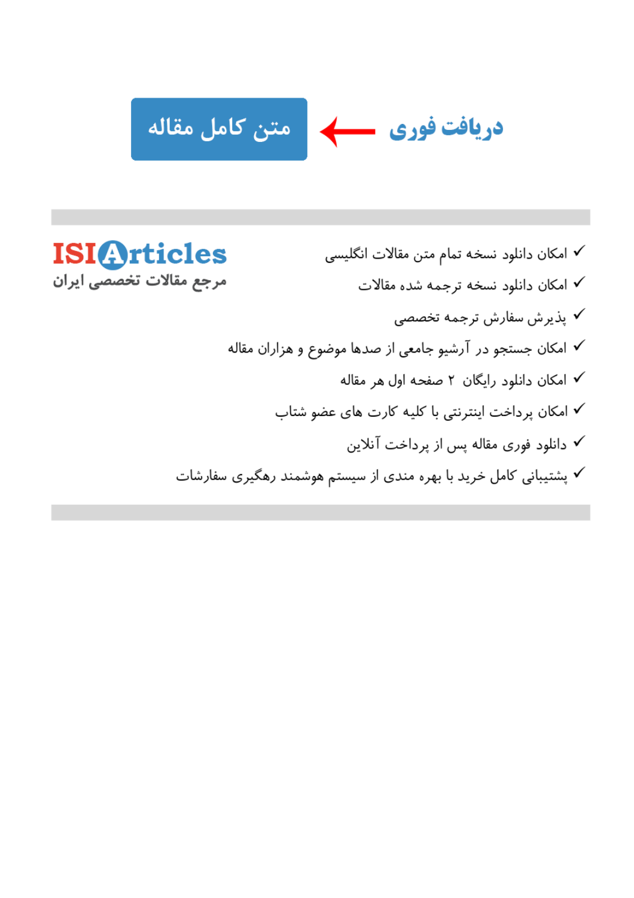دریافت فوری ← **متن کامل مقاله**

**ISIArticles**
مرجع مقالات تخصصی ایران

- ✓ امکان دانلود نسخه تمام متن مقالات انگلیسی
- ✓ امکان دانلود نسخه ترجمه شده مقالات
- ✓ پذیرش سفارش ترجمه تخصصی
- ✓ امکان جستجو در آرشیو جامعی از صدها موضوع و هزاران مقاله
- ✓ امکان دانلود رایگان ۲ صفحه اول هر مقاله
- ✓ امکان پرداخت اینترنتی با کلیه کارت های عضو شتاب
- ✓ دانلود فوری مقاله پس از پرداخت آنلاین
- ✓ پشتیبانی کامل خرید با بهره مندی از سیستم هوشمند رهگیری سفارشات